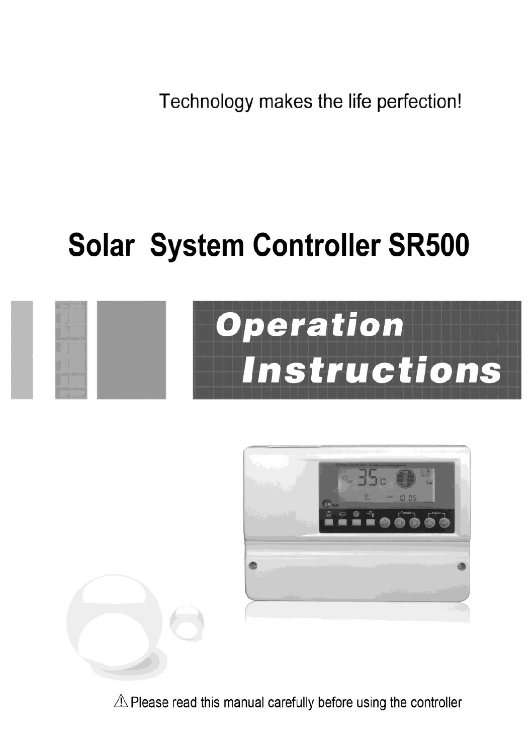Technology makes the life perfection!

# Solar System Controller SR500

## Operation Instructions

⚠ Please read this manual carefully before using the controller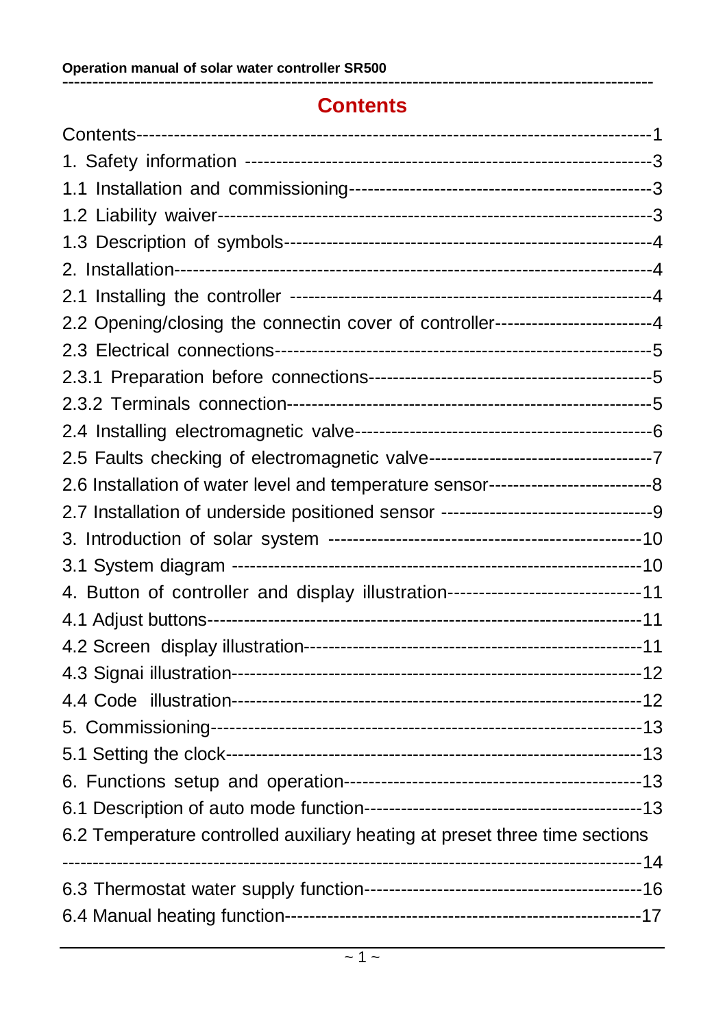# Contents

Contents---------------------------------------------------------------------------------1
1. Safety information ---------------------------------------------------------------3
1.1 Installation and commissioning-----------------------------------------------3
1.2 Liability waiver---------------------------------------------------------------------3
1.3 Description of symbols-----------------------------------------------------------4
2. Installation-------------------------------------------------------------------------4
2.1 Installing the controller ----------------------------------------------------------4
2.2 Opening/closing the connectin cover of controller--------------------------4
2.3 Electrical connections------------------------------------------------------------5
2.3.1 Preparation before connections----------------------------------------------5
2.3.2 Terminals connection-----------------------------------------------------------5
2.4 Installing electromagnetic valve-----------------------------------------------6
2.5 Faults checking of electromagnetic valve-------------------------------------7
2.6 Installation of water level and temperature sensor--------------------------8
2.7 Installation of underside positioned sensor ----------------------------------9
3. Introduction of solar system ---------------------------------------------------10
3.1 System diagram -------------------------------------------------------------------10
4. Button of controller and display illustration-------------------------------11
4.1 Adjust buttons---------------------------------------------------------------------11
4.2 Screen display illustration------------------------------------------------------11
4.3 Signai illustration-----------------------------------------------------------------12
4.4 Code illustration-------------------------------------------------------------------12
5. Commissioning--------------------------------------------------------------------13
5.1 Setting the clock-------------------------------------------------------------------13
6. Functions setup and operation------------------------------------------------13
6.1 Description of auto mode function---------------------------------------------13
6.2 Temperature controlled auxiliary heating at preset three time sections
---------------------------------------------------------------------------------------------14
6.3 Thermostat water supply function---------------------------------------------16
6.4 Manual heating function----------------------------------------------------------17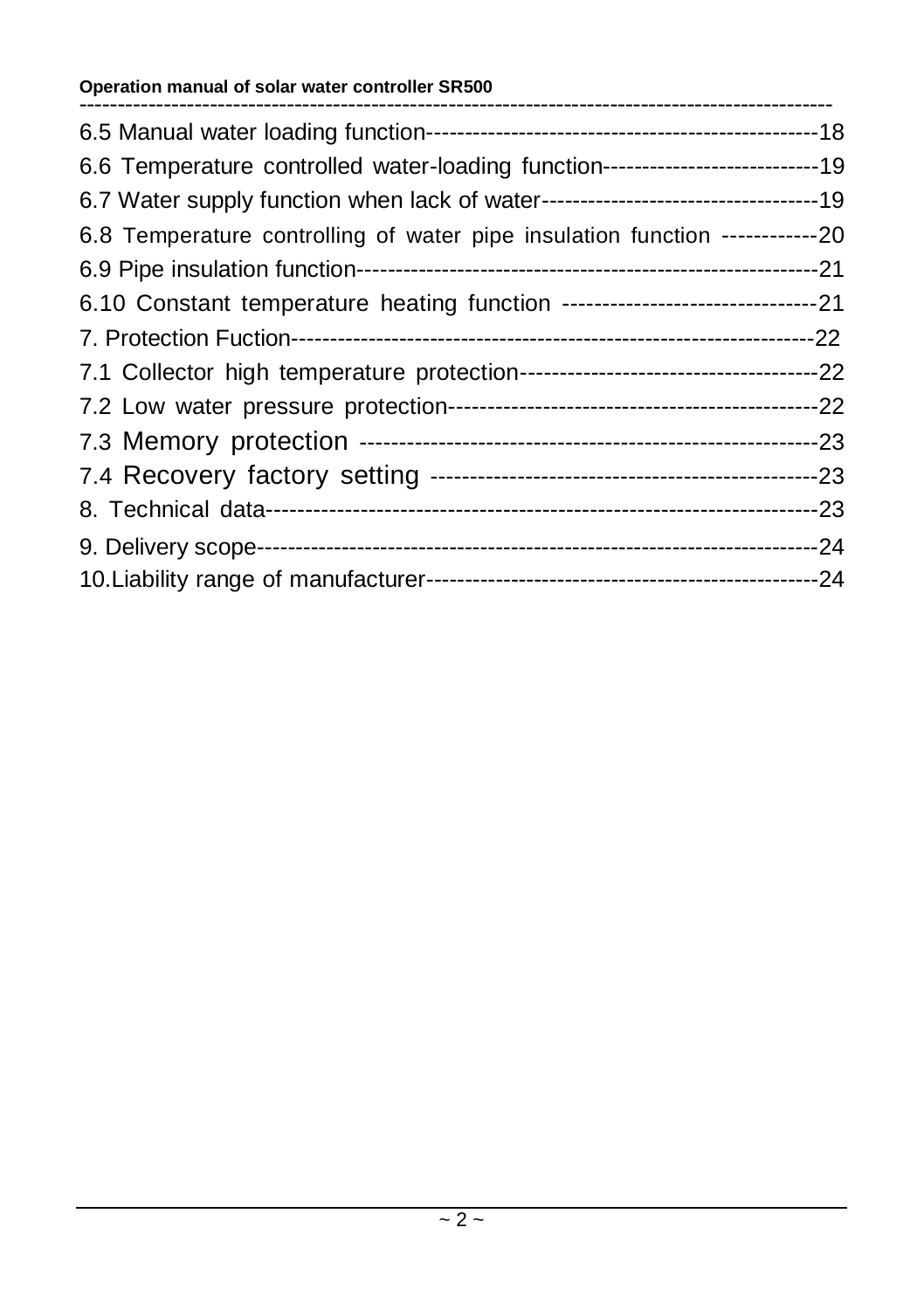6.5 Manual water loading function--------------------------------------------------18

6.6 Temperature controlled water-loading function----------------------------19

6.7 Water supply function when lack of water------------------------------------19

6.8 Temperature controlling of water pipe insulation function ------------20

6.9 Pipe insulation function-----------------------------------------------------------21

6.10 Constant temperature heating function --------------------------------21

7. Protection Fuction-------------------------------------------------------------------22

7.1 Collector high temperature protection--------------------------------------22

7.2 Low water pressure protection-----------------------------------------------22

7.3 Memory protection -----------------------------------------------------------23

7.4 Recovery factory setting ----------------------------------------------------23

8. Technical data-------------------------------------------------------------------------23

9. Delivery scope-------------------------------------------------------------------------24

10.Liability range of manufacturer--------------------------------------------------24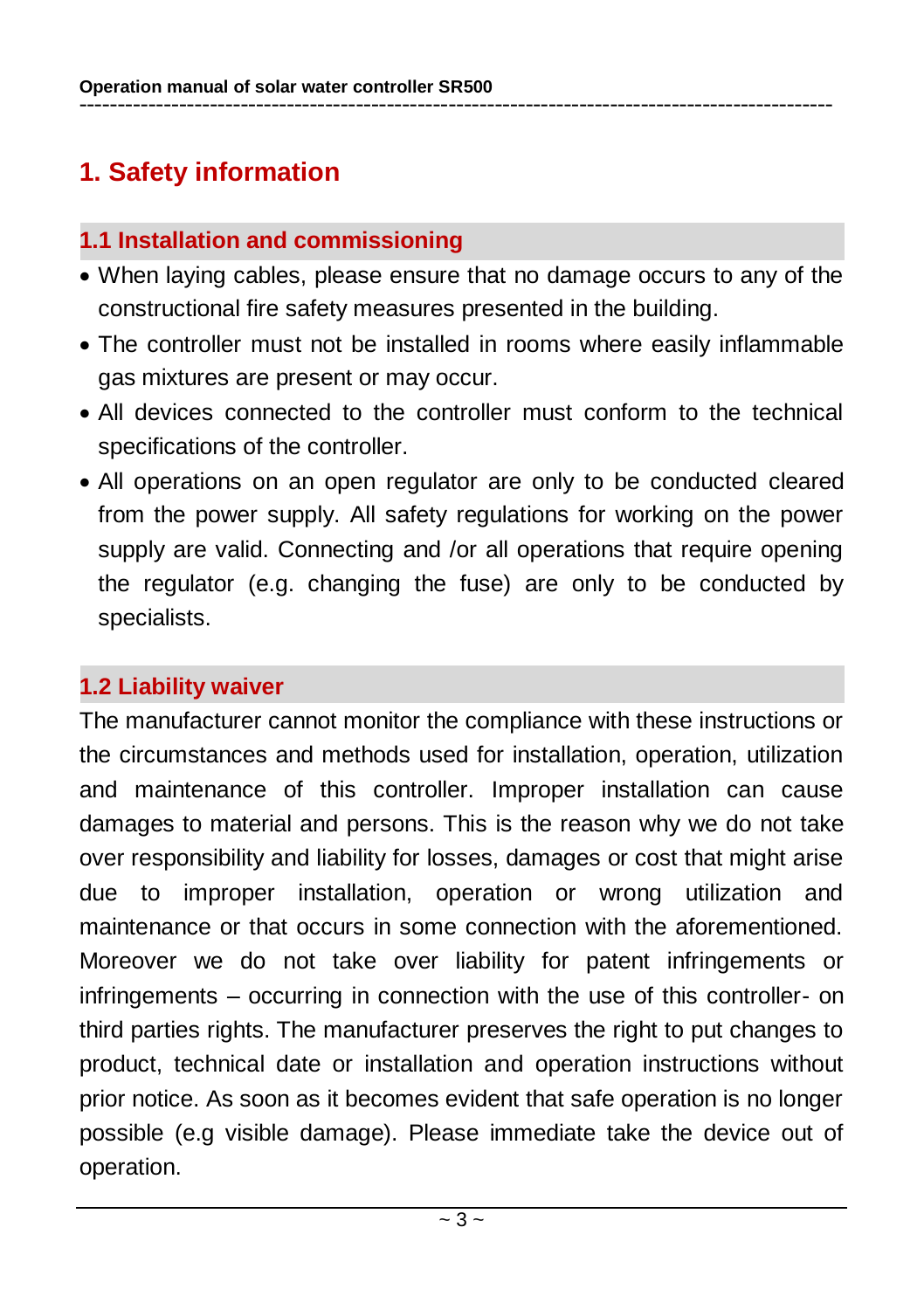# 1. Safety information

## 1.1 Installation and commissioning

- When laying cables, please ensure that no damage occurs to any of the constructional fire safety measures presented in the building.
- The controller must not be installed in rooms where easily inflammable gas mixtures are present or may occur.
- All devices connected to the controller must conform to the technical specifications of the controller.
- All operations on an open regulator are only to be conducted cleared from the power supply. All safety regulations for working on the power supply are valid. Connecting and /or all operations that require opening the regulator (e.g. changing the fuse) are only to be conducted by specialists.

## 1.2 Liability waiver

The manufacturer cannot monitor the compliance with these instructions or the circumstances and methods used for installation, operation, utilization and maintenance of this controller. Improper installation can cause damages to material and persons. This is the reason why we do not take over responsibility and liability for losses, damages or cost that might arise due to improper installation, operation or wrong utilization and maintenance or that occurs in some connection with the aforementioned. Moreover we do not take over liability for patent infringements or infringements – occurring in connection with the use of this controller- on third parties rights. The manufacturer preserves the right to put changes to product, technical date or installation and operation instructions without prior notice. As soon as it becomes evident that safe operation is no longer possible (e.g visible damage). Please immediate take the device out of operation.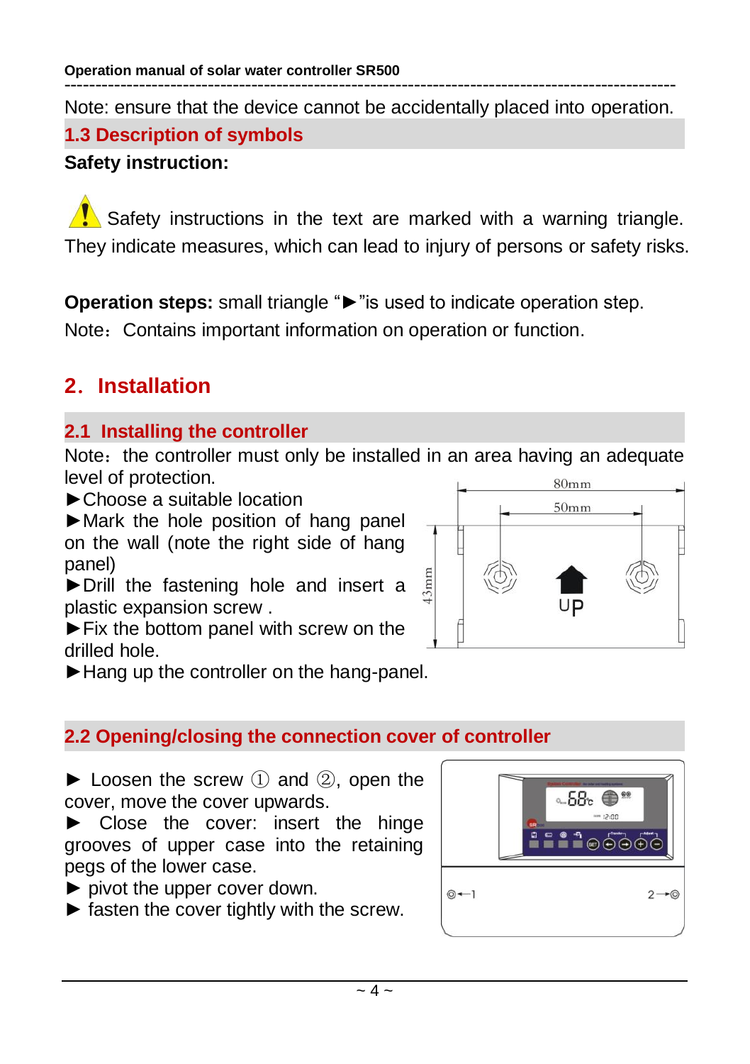Note: ensure that the device cannot be accidentally placed into operation.

## 1.3 Description of symbols

**Safety instruction:**

⚠ Safety instructions in the text are marked with a warning triangle. They indicate measures, which can lead to injury of persons or safety risks.

**Operation steps:** small triangle "►"is used to indicate operation step.

Note：Contains important information on operation or function.

# 2. Installation

## 2.1 Installing the controller

Note：the controller must only be installed in an area having an adequate level of protection.

►Choose a suitable location

►Mark the hole position of hang panel on the wall (note the right side of hang panel)

►Drill the fastening hole and insert a plastic expansion screw .

►Fix the bottom panel with screw on the drilled hole.

►Hang up the controller on the hang-panel.

## 2.2 Opening/closing the connection cover of controller

► Loosen the screw ① and ②, open the cover, move the cover upwards.

► Close the cover: insert the hinge grooves of upper case into the retaining pegs of the lower case.

► pivot the upper cover down.

► fasten the cover tightly with the screw.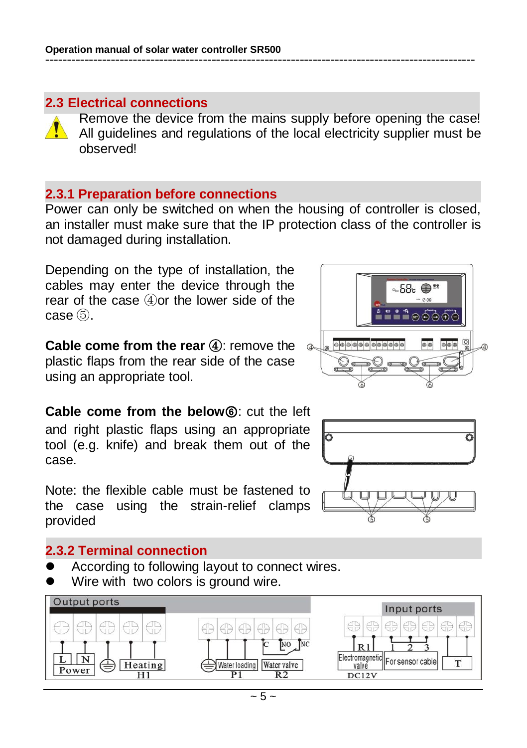## 2.3 Electrical connections

Remove the device from the mains supply before opening the case! All guidelines and regulations of the local electricity supplier must be observed!

### 2.3.1 Preparation before connections

Power can only be switched on when the housing of controller is closed, an installer must make sure that the IP protection class of the controller is not damaged during installation.

Depending on the type of installation, the cables may enter the device through the rear of the case ④or the lower side of the case ⑤.

**Cable come from the rear ④**: remove the plastic flaps from the rear side of the case using an appropriate tool.

**Cable come from the below⑥**: cut the left and right plastic flaps using an appropriate tool (e.g. knife) and break them out of the case.

Note: the flexible cable must be fastened to the case using the strain-relief clamps provided

### 2.3.2 Terminal connection

- According to following layout to connect wires.
- Wire with two colors is ground wire.

Output ports: L, N (Power); ⏚; Heating (H1); ⏚; Water loading (P1); C, NO, NC — Water valve (R2)

Input ports: R1 — Electromagnetic valve (DC12V); 1, 2, 3 — For sensor cable; T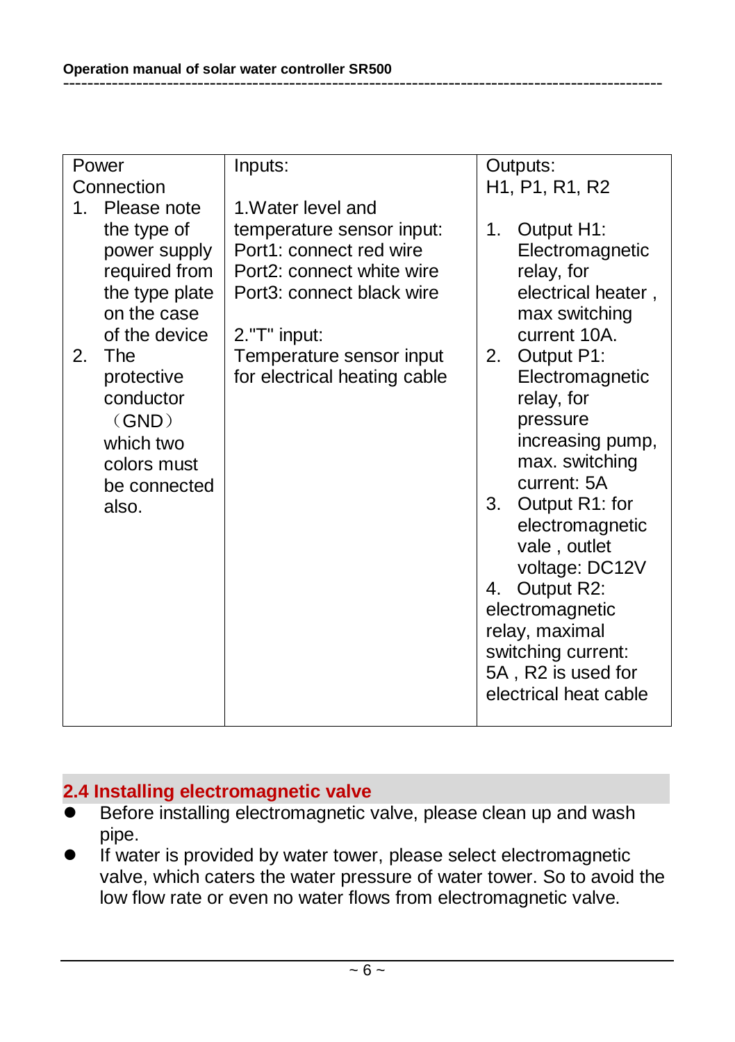| Power Connection | Inputs: | Outputs: H1, P1, R1, R2 |
| --- | --- | --- |
| 1. Please note the type of power supply required from the type plate on the case of the device<br>2. The protective conductor （GND） which two colors must be connected also. | 1.Water level and temperature sensor input:<br>Port1: connect red wire<br>Port2: connect white wire<br>Port3: connect black wire<br><br>2."T" input:<br>Temperature sensor input for electrical heating cable | 1. Output H1: Electromagnetic relay, for electrical heater , max switching current 10A.<br>2. Output P1: Electromagnetic relay, for pressure increasing pump, max. switching current: 5A<br>3. Output R1: for electromagnetic vale , outlet voltage: DC12V<br>4. Output R2: electromagnetic relay, maximal switching current: 5A , R2 is used for electrical heat cable |

## 2.4 Installing electromagnetic valve

- Before installing electromagnetic valve, please clean up and wash pipe.
- If water is provided by water tower, please select electromagnetic valve, which caters the water pressure of water tower. So to avoid the low flow rate or even no water flows from electromagnetic valve.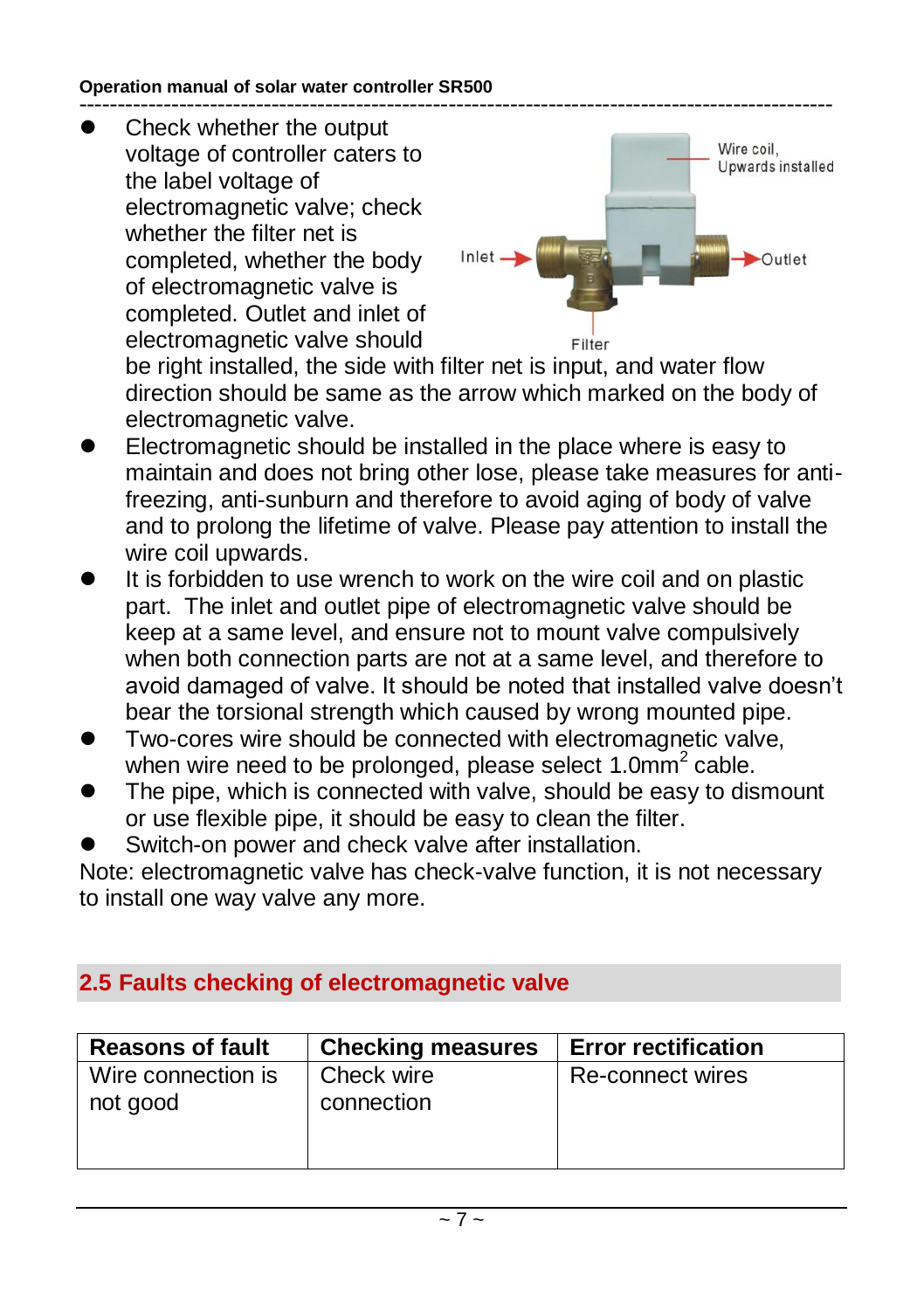- Check whether the output voltage of controller caters to the label voltage of electromagnetic valve; check whether the filter net is completed, whether the body of electromagnetic valve is completed. Outlet and inlet of electromagnetic valve should be right installed, the side with filter net is input, and water flow direction should be same as the arrow which marked on the body of electromagnetic valve.
- Electromagnetic should be installed in the place where is easy to maintain and does not bring other lose, please take measures for anti-freezing, anti-sunburn and therefore to avoid aging of body of valve and to prolong the lifetime of valve. Please pay attention to install the wire coil upwards.
- It is forbidden to use wrench to work on the wire coil and on plastic part. The inlet and outlet pipe of electromagnetic valve should be keep at a same level, and ensure not to mount valve compulsively when both connection parts are not at a same level, and therefore to avoid damaged of valve. It should be noted that installed valve doesn't bear the torsional strength which caused by wrong mounted pipe.
- Two-cores wire should be connected with electromagnetic valve, when wire need to be prolonged, please select 1.0mm$^2$ cable.
- The pipe, which is connected with valve, should be easy to dismount or use flexible pipe, it should be easy to clean the filter.
- Switch-on power and check valve after installation.

Note: electromagnetic valve has check-valve function, it is not necessary to install one way valve any more.

## 2.5 Faults checking of electromagnetic valve

| Reasons of fault | Checking measures | Error rectification |
|---|---|---|
| Wire connection is not good | Check wire connection | Re-connect wires |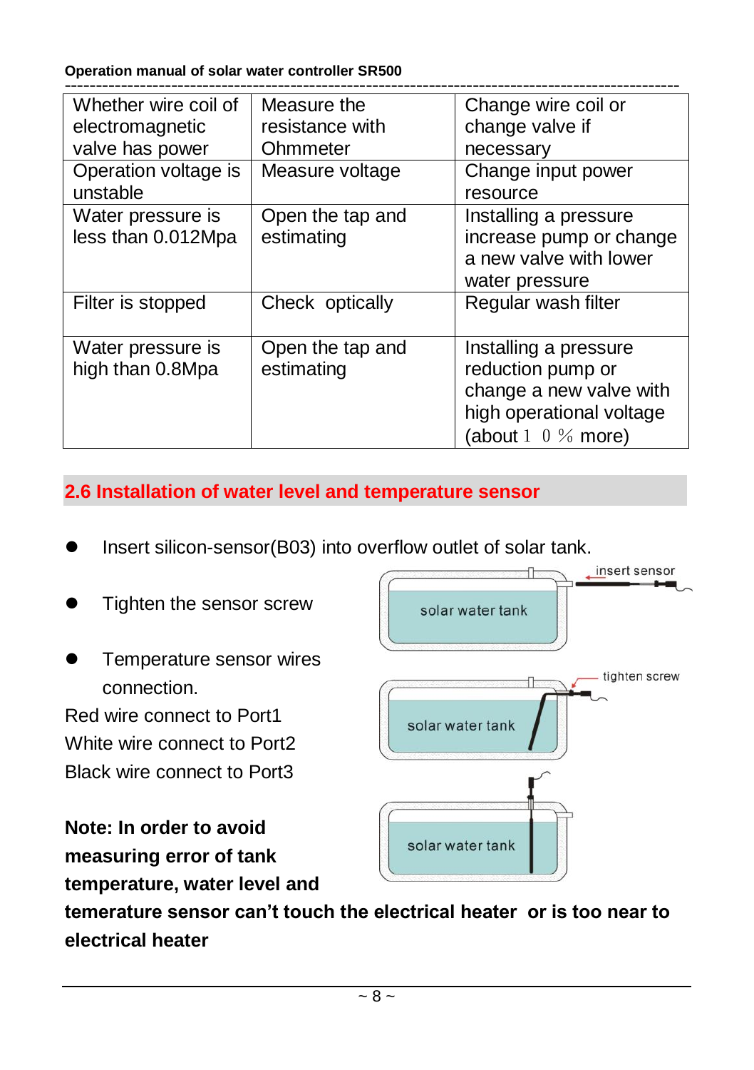| Whether wire coil of electromagnetic valve has power | Measure the resistance with Ohmmeter | Change wire coil or change valve if necessary |
|---|---|---|
| Operation voltage is unstable | Measure voltage | Change input power resource |
| Water pressure is less than 0.012Mpa | Open the tap and estimating | Installing a pressure increase pump or change a new valve with lower water pressure |
| Filter is stopped | Check optically | Regular wash filter |
| Water pressure is high than 0.8Mpa | Open the tap and estimating | Installing a pressure reduction pump or change a new valve with high operational voltage (about 10% more) |

## 2.6 Installation of water level and temperature sensor

- Insert silicon-sensor(B03) into overflow outlet of solar tank.
- Tighten the sensor screw
- Temperature sensor wires connection.

Red wire connect to Port1
White wire connect to Port2
Black wire connect to Port3

**Note: In order to avoid measuring error of tank temperature, water level and temerature sensor can't touch the electrical heater or is too near to electrical heater**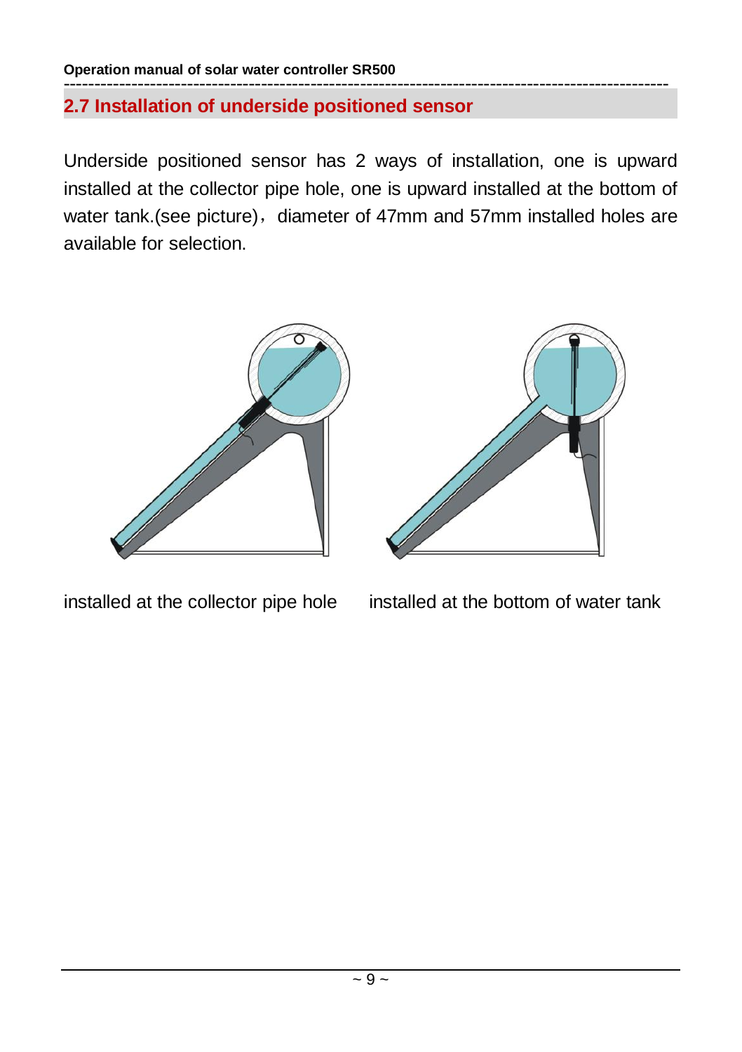## 2.7 Installation of underside positioned sensor

Underside positioned sensor has 2 ways of installation, one is upward installed at the collector pipe hole, one is upward installed at the bottom of water tank.(see picture)，diameter of 47mm and 57mm installed holes are available for selection.

installed at the collector pipe hole　　installed at the bottom of water tank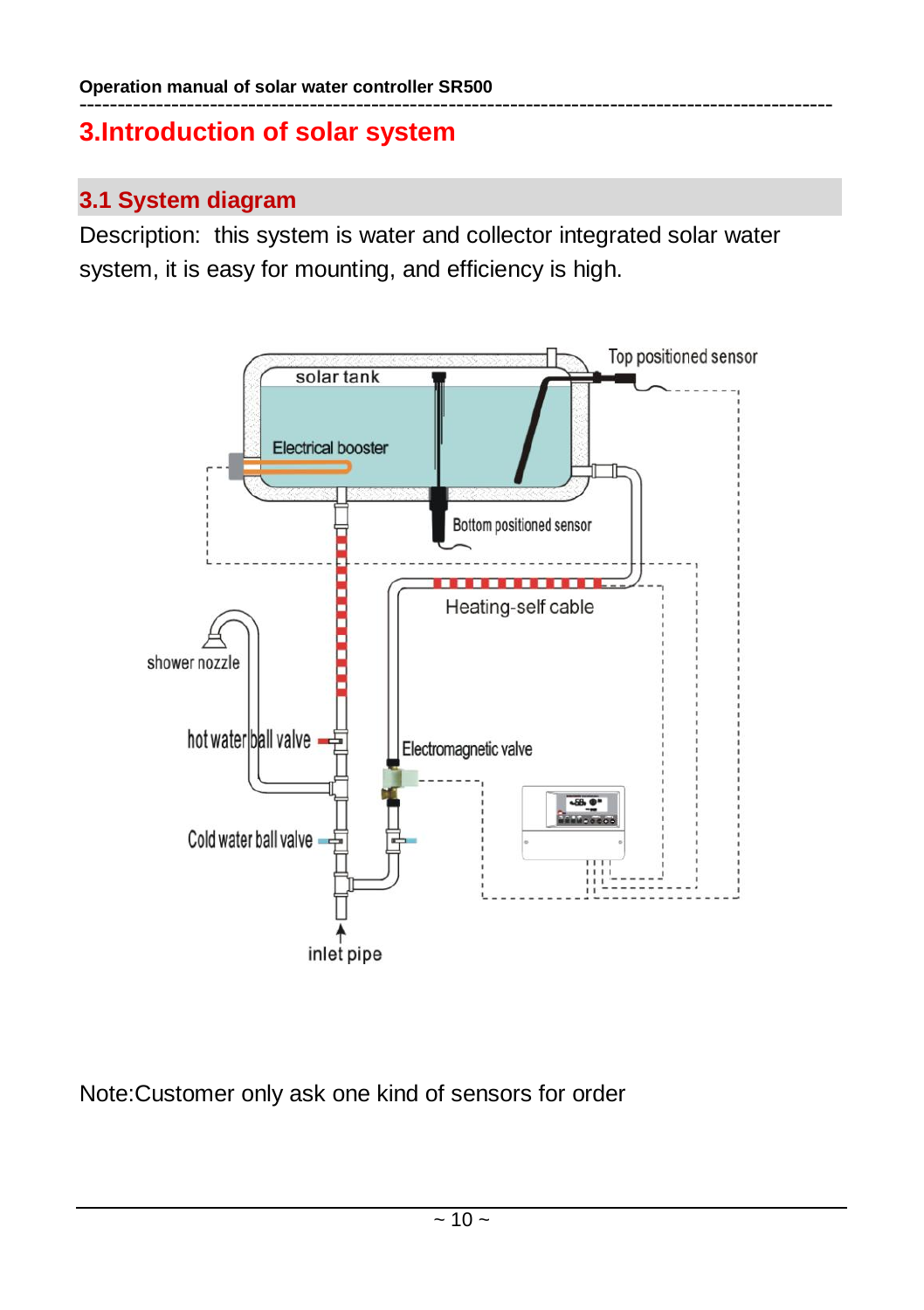# 3.Introduction of solar system

## 3.1 System diagram

Description: this system is water and collector integrated solar water system, it is easy for mounting, and efficiency is high.

Note:Customer only ask one kind of sensors for order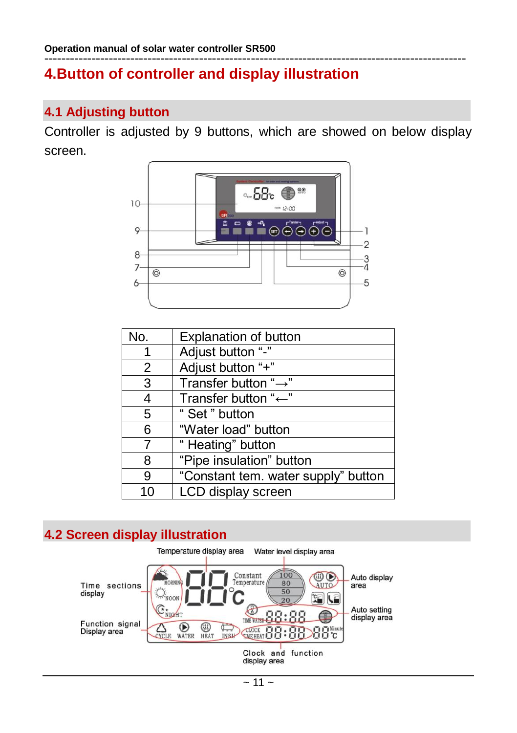# 4.Button of controller and display illustration

## 4.1 Adjusting button

Controller is adjusted by 9 buttons, which are showed on below display screen.

| No. | Explanation of button |
|---|---|
| 1 | Adjust button "-" |
| 2 | Adjust button "+" |
| 3 | Transfer button "→" |
| 4 | Transfer button "←" |
| 5 | " Set " button |
| 6 | "Water load" button |
| 7 | " Heating" button |
| 8 | "Pipe insulation" button |
| 9 | "Constant tem. water supply" button |
| 10 | LCD display screen |

## 4.2 Screen display illustration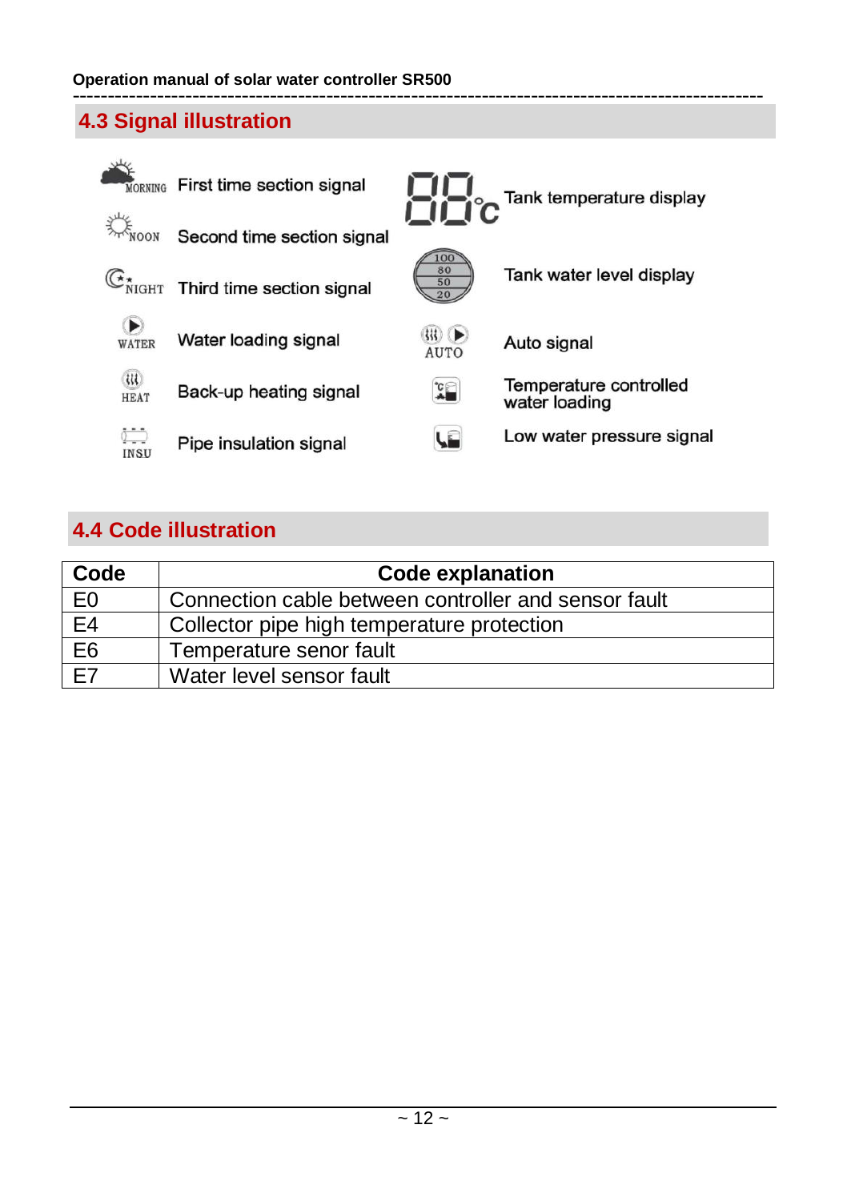## 4.3 Signal illustration

| Icon | Signal | Icon | Signal |
|---|---|---|---|
| MORNING | First time section signal | 88°C | Tank temperature display |
| NOON | Second time section signal | 100 / 80 / 50 / 20 | Tank water level display |
| NIGHT | Third time section signal | AUTO | Auto signal |
| WATER | Water loading signal | | Temperature controlled water loading |
| HEAT | Back-up heating signal | | Low water pressure signal |
| INSU | Pipe insulation signal | | |

## 4.4 Code illustration

| Code | Code explanation |
|---|---|
| E0 | Connection cable between controller and sensor fault |
| E4 | Collector pipe high temperature protection |
| E6 | Temperature senor fault |
| E7 | Water level sensor fault |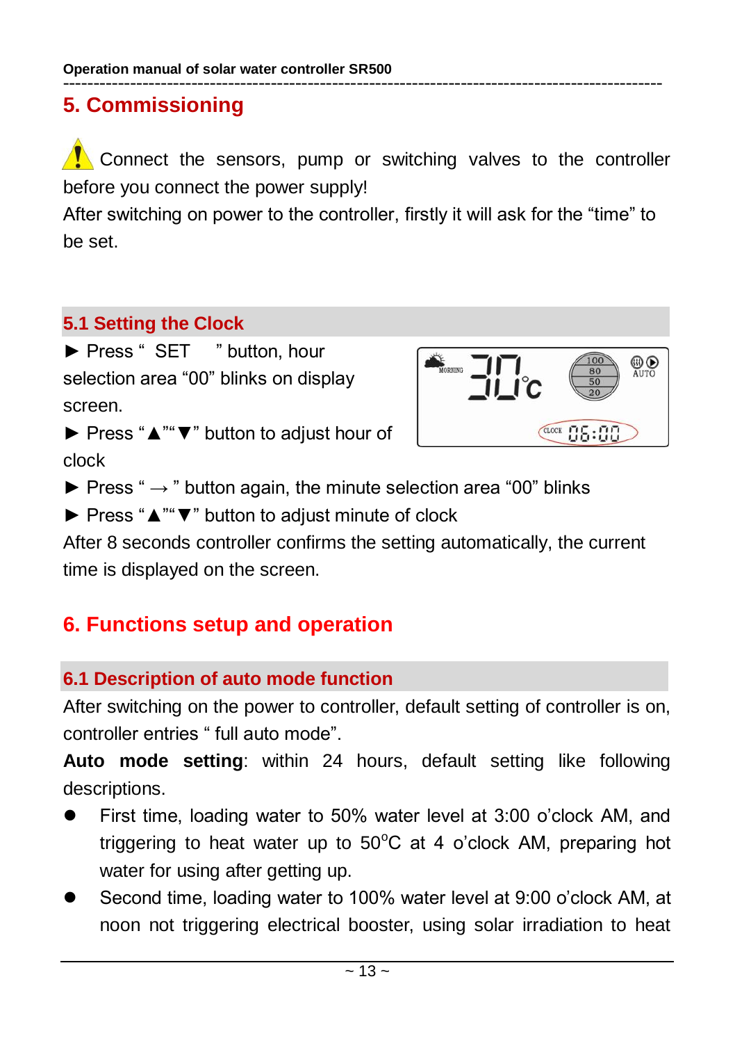## 5. Commissioning

⚠ Connect the sensors, pump or switching valves to the controller before you connect the power supply!

After switching on power to the controller, firstly it will ask for the "time" to be set.

### 5.1 Setting the Clock

► Press " SET " button, hour selection area "00" blinks on display screen.

► Press "▲""▼" button to adjust hour of clock

► Press " → " button again, the minute selection area "00" blinks

► Press "▲""▼" button to adjust minute of clock

After 8 seconds controller confirms the setting automatically, the current time is displayed on the screen.

## 6. Functions setup and operation

### 6.1 Description of auto mode function

After switching on the power to controller, default setting of controller is on, controller entries " full auto mode".

**Auto mode setting**: within 24 hours, default setting like following descriptions.

- First time, loading water to 50% water level at 3:00 o'clock AM, and triggering to heat water up to 50°C at 4 o'clock AM, preparing hot water for using after getting up.
- Second time, loading water to 100% water level at 9:00 o'clock AM, at noon not triggering electrical booster, using solar irradiation to heat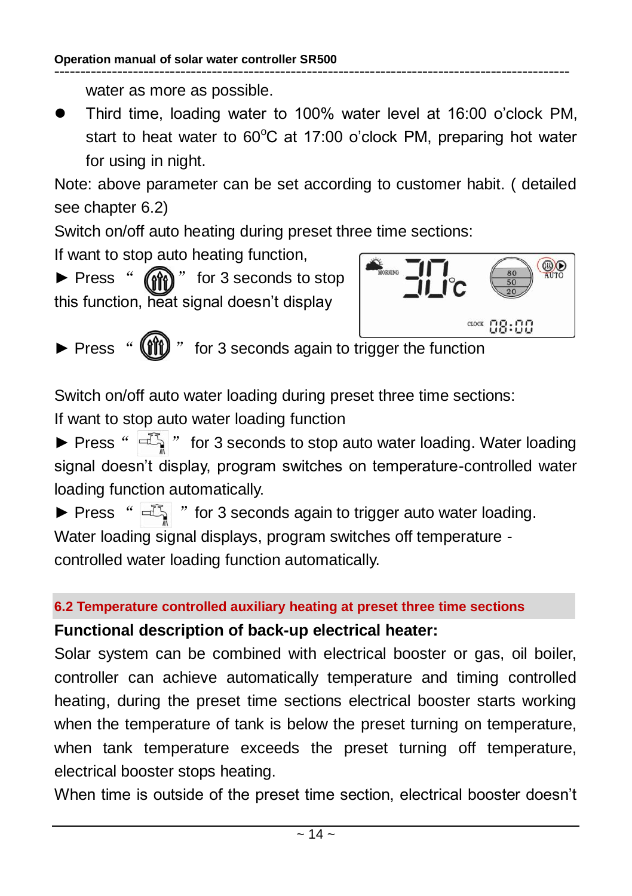water as more as possible.

- Third time, loading water to 100% water level at 16:00 o'clock PM, start to heat water to 60°C at 17:00 o'clock PM, preparing hot water for using in night.

Note: above parameter can be set according to customer habit. ( detailed see chapter 6.2)

Switch on/off auto heating during preset three time sections:

If want to stop auto heating function,

► Press " " for 3 seconds to stop this function, heat signal doesn't display

► Press " " for 3 seconds again to trigger the function

Switch on/off auto water loading during preset three time sections:

If want to stop auto water loading function

► Press " " for 3 seconds to stop auto water loading. Water loading signal doesn't display, program switches on temperature-controlled water loading function automatically.

► Press " " for 3 seconds again to trigger auto water loading. Water loading signal displays, program switches off temperature - controlled water loading function automatically.

## 6.2 Temperature controlled auxiliary heating at preset three time sections

**Functional description of back-up electrical heater:**

Solar system can be combined with electrical booster or gas, oil boiler, controller can achieve automatically temperature and timing controlled heating, during the preset time sections electrical booster starts working when the temperature of tank is below the preset turning on temperature, when tank temperature exceeds the preset turning off temperature, electrical booster stops heating.

When time is outside of the preset time section, electrical booster doesn't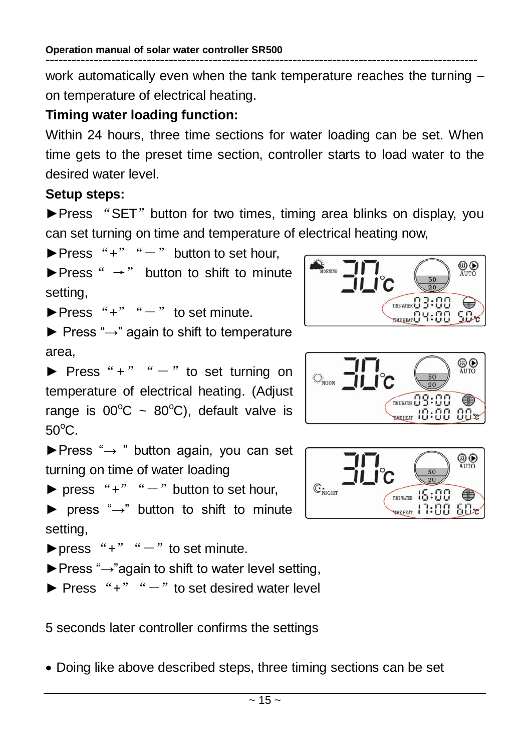work automatically even when the tank temperature reaches the turning – on temperature of electrical heating.

**Timing water loading function:**

Within 24 hours, three time sections for water loading can be set. When time gets to the preset time section, controller starts to load water to the desired water level.

**Setup steps:**

►Press “SET” button for two times, timing area blinks on display, you can set turning on time and temperature of electrical heating now,

►Press “+” “—” button to set hour,

►Press “ →” button to shift to minute setting,

►Press “+” “—” to set minute.

► Press “→” again to shift to temperature area,

► Press “+” “—” to set turning on temperature of electrical heating. (Adjust range is 00°C ~ 80°C), default valve is 50°C.

►Press “→ ” button again, you can set turning on time of water loading

► press “+” “—” button to set hour,

► press “→” button to shift to minute setting,

►press “+” “—” to set minute.

►Press “→”again to shift to water level setting,

► Press “+” “—” to set desired water level

5 seconds later controller confirms the settings

- Doing like above described steps, three timing sections can be set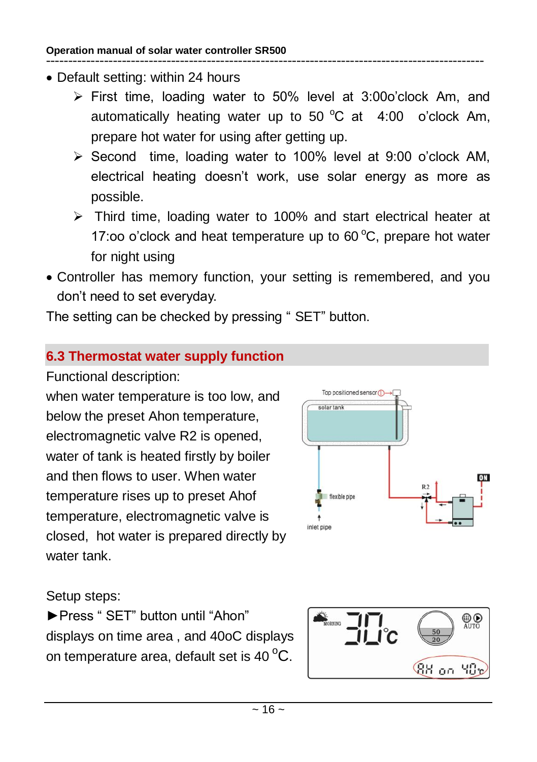- Default setting: within 24 hours
  - First time, loading water to 50% level at 3:00o'clock Am, and automatically heating water up to 50 $^{o}$C at 4:00 o'clock Am, prepare hot water for using after getting up.
  - Second time, loading water to 100% level at 9:00 o'clock AM, electrical heating doesn't work, use solar energy as more as possible.
  - Third time, loading water to 100% and start electrical heater at 17:oo o'clock and heat temperature up to 60 $^{o}$C, prepare hot water for night using
- Controller has memory function, your setting is remembered, and you don't need to set everyday.

The setting can be checked by pressing " SET" button.

## 6.3 Thermostat water supply function

Functional description:

when water temperature is too low, and below the preset Ahon temperature, electromagnetic valve R2 is opened, water of tank is heated firstly by boiler and then flows to user. When water temperature rises up to preset Ahof temperature, electromagnetic valve is closed, hot water is prepared directly by water tank.

Setup steps:

►Press " SET" button until "Ahon" displays on time area , and 40oC displays on temperature area, default set is 40 $^{o}$C.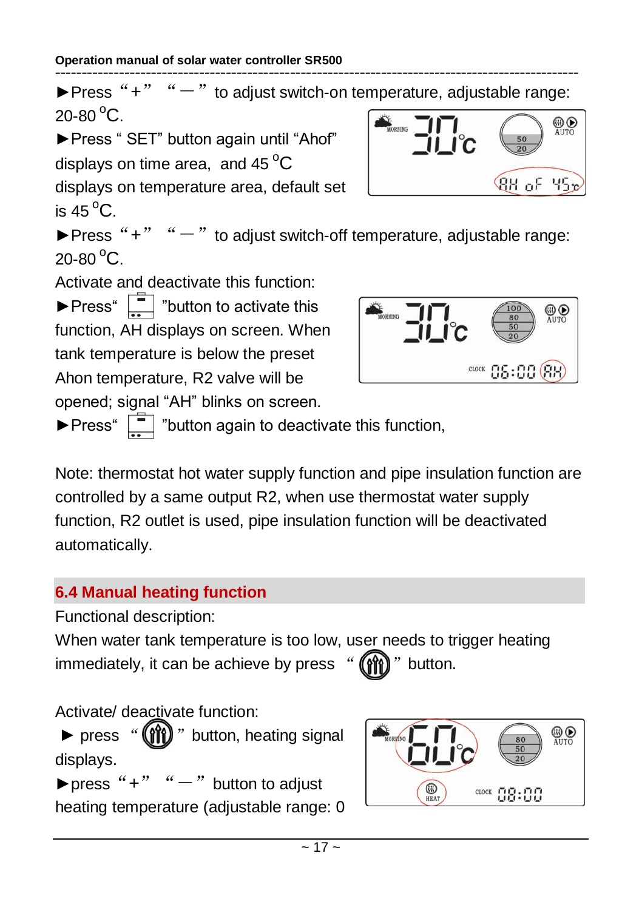►Press "+" "—" to adjust switch-on temperature, adjustable range: 20-80 °C.

►Press " SET" button again until "Ahof" displays on time area, and 45 °C displays on temperature area, default set is 45 °C.

►Press "+" "—" to adjust switch-off temperature, adjustable range: 20-80 °C.

Activate and deactivate this function:

►Press" " "button to activate this function, AH displays on screen. When tank temperature is below the preset Ahon temperature, R2 valve will be opened; signal "AH" blinks on screen.

►Press" " "button again to deactivate this function,

Note: thermostat hot water supply function and pipe insulation function are controlled by a same output R2, when use thermostat water supply function, R2 outlet is used, pipe insulation function will be deactivated automatically.

## 6.4 Manual heating function

Functional description:

When water tank temperature is too low, user needs to trigger heating immediately, it can be achieve by press " " button.

Activate/ deactivate function:

► press " " button, heating signal displays.

►press "+" "—" button to adjust heating temperature (adjustable range: 0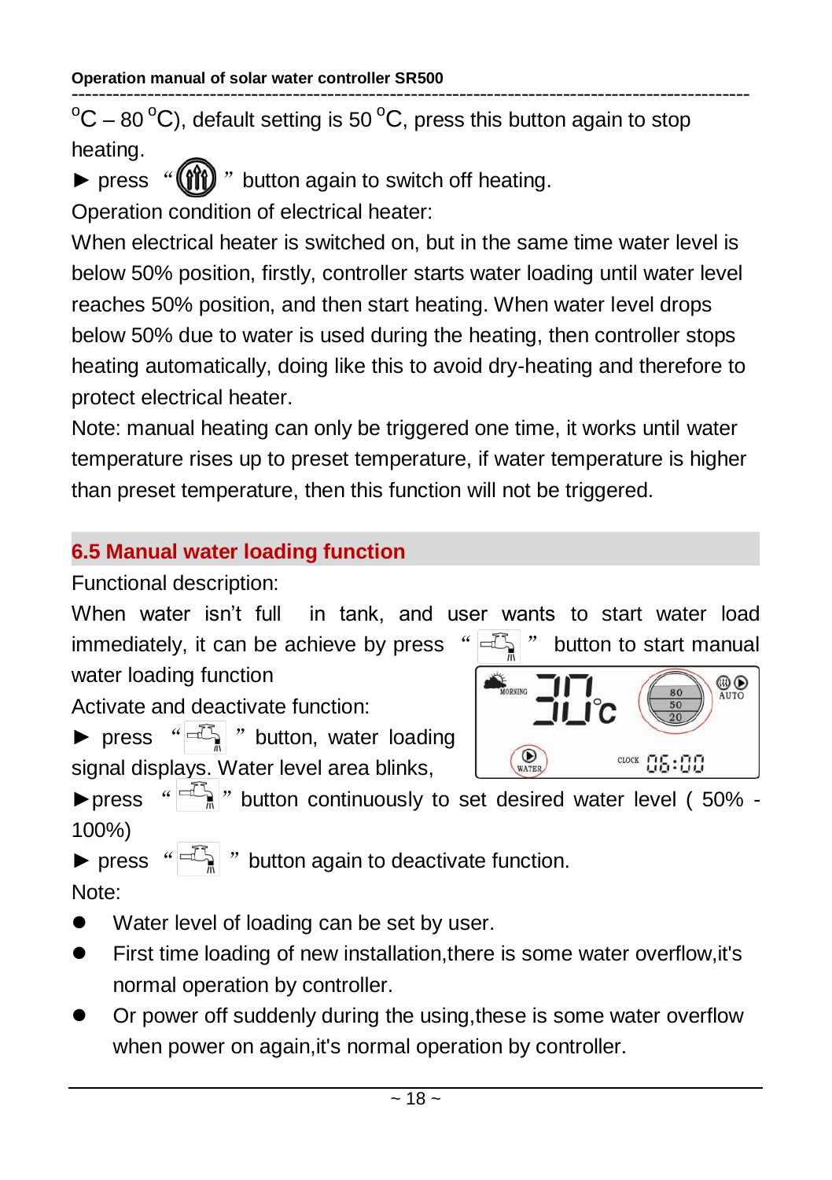°C – 80 °C), default setting is 50 °C, press this button again to stop heating.

► press " " button again to switch off heating.

Operation condition of electrical heater:

When electrical heater is switched on, but in the same time water level is below 50% position, firstly, controller starts water loading until water level reaches 50% position, and then start heating. When water level drops below 50% due to water is used during the heating, then controller stops heating automatically, doing like this to avoid dry-heating and therefore to protect electrical heater.

Note: manual heating can only be triggered one time, it works until water temperature rises up to preset temperature, if water temperature is higher than preset temperature, then this function will not be triggered.

## 6.5 Manual water loading function

Functional description:

When water isn't full in tank, and user wants to start water load immediately, it can be achieve by press " " button to start manual water loading function

Activate and deactivate function:

► press " " button, water loading signal displays. Water level area blinks,

►press " " button continuously to set desired water level ( 50% - 100%)

► press " " button again to deactivate function.

Note:

- Water level of loading can be set by user.
- First time loading of new installation,there is some water overflow,it's normal operation by controller.
- Or power off suddenly during the using,these is some water overflow when power on again,it's normal operation by controller.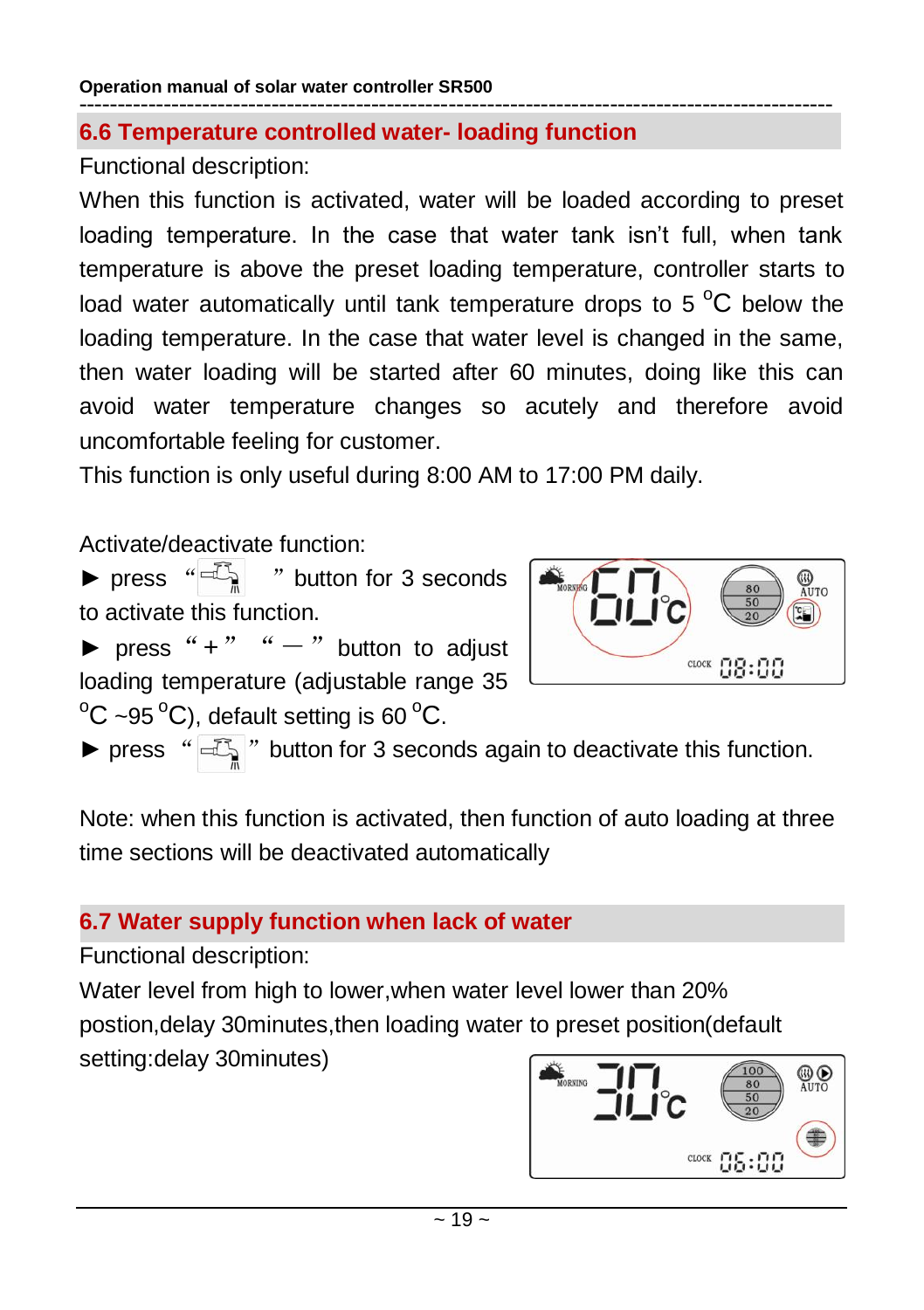## 6.6 Temperature controlled water- loading function

Functional description:

When this function is activated, water will be loaded according to preset loading temperature. In the case that water tank isn't full, when tank temperature is above the preset loading temperature, controller starts to load water automatically until tank temperature drops to 5 °C below the loading temperature. In the case that water level is changed in the same, then water loading will be started after 60 minutes, doing like this can avoid water temperature changes so acutely and therefore avoid uncomfortable feeling for customer.

This function is only useful during 8:00 AM to 17:00 PM daily.

Activate/deactivate function:

► press " " button for 3 seconds to activate this function.

► press "+" "—" button to adjust loading temperature (adjustable range 35 °C ~95 °C), default setting is 60 °C.

► press " " button for 3 seconds again to deactivate this function.

Note: when this function is activated, then function of auto loading at three time sections will be deactivated automatically

## 6.7 Water supply function when lack of water

Functional description:

Water level from high to lower,when water level lower than 20% postion,delay 30minutes,then loading water to preset position(default setting:delay 30minutes)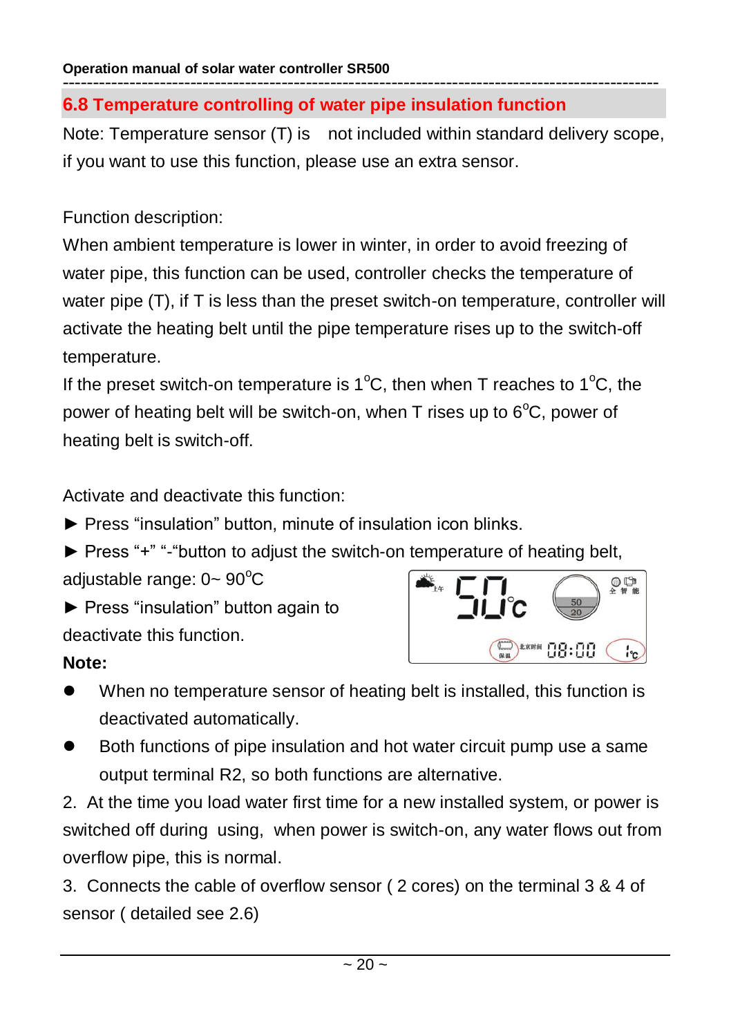## 6.8 Temperature controlling of water pipe insulation function

Note: Temperature sensor (T) is  not included within standard delivery scope, if you want to use this function, please use an extra sensor.

Function description:

When ambient temperature is lower in winter, in order to avoid freezing of water pipe, this function can be used, controller checks the temperature of water pipe (T), if T is less than the preset switch-on temperature, controller will activate the heating belt until the pipe temperature rises up to the switch-off temperature.

If the preset switch-on temperature is 1°C, then when T reaches to 1°C, the power of heating belt will be switch-on, when T rises up to 6°C, power of heating belt is switch-off.

Activate and deactivate this function:

► Press “insulation” button, minute of insulation icon blinks.

► Press “+” “-“button to adjust the switch-on temperature of heating belt, adjustable range: 0~ 90°C

► Press “insulation” button again to deactivate this function.

**Note:**

- When no temperature sensor of heating belt is installed, this function is deactivated automatically.
- Both functions of pipe insulation and hot water circuit pump use a same output terminal R2, so both functions are alternative.

2. At the time you load water first time for a new installed system, or power is switched off during using, when power is switch-on, any water flows out from overflow pipe, this is normal.

3. Connects the cable of overflow sensor ( 2 cores) on the terminal 3 & 4 of sensor ( detailed see 2.6)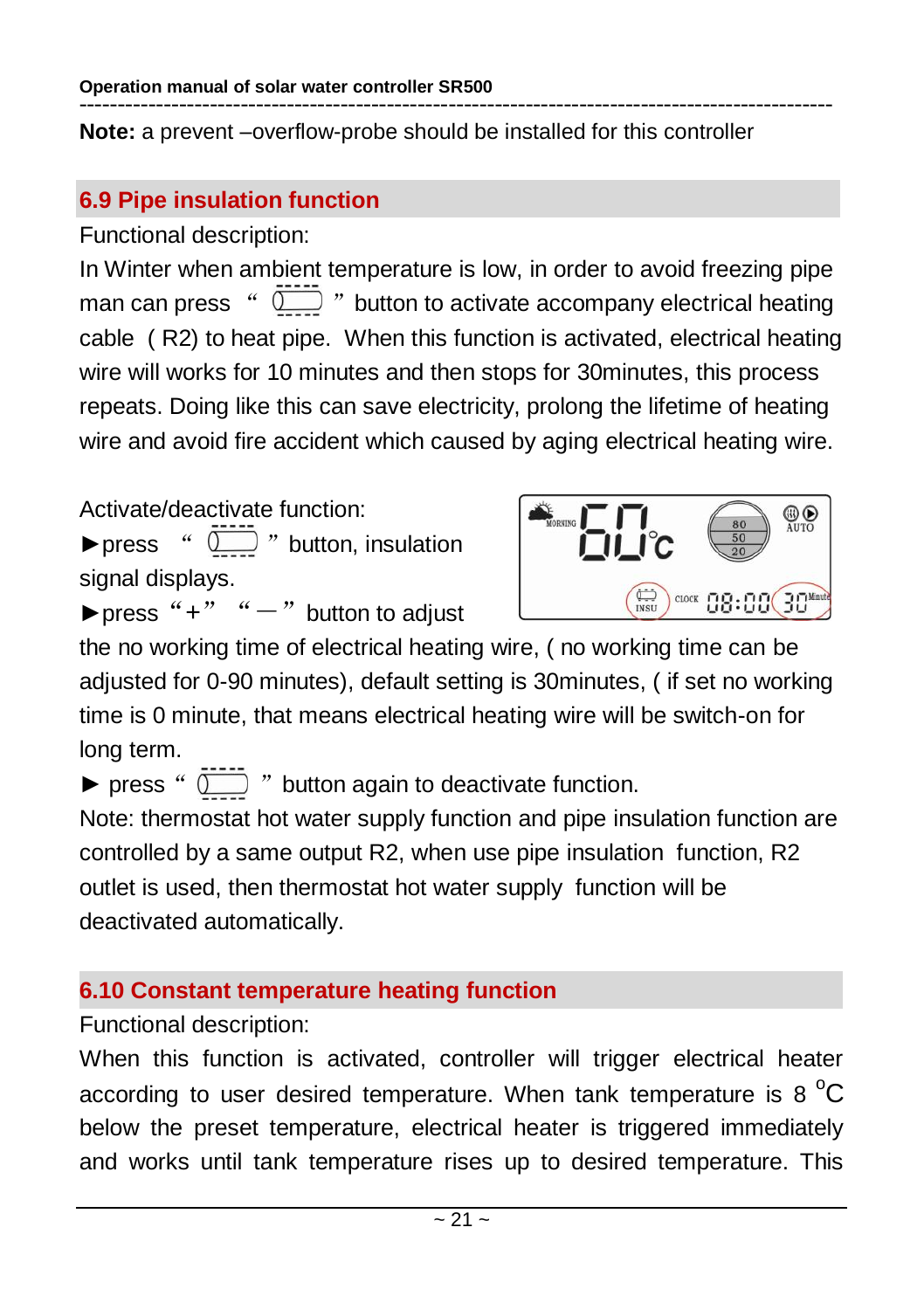**Note:** a prevent –overflow-probe should be installed for this controller

## 6.9 Pipe insulation function

Functional description:

In Winter when ambient temperature is low, in order to avoid freezing pipe man can press " " button to activate accompany electrical heating cable ( R2) to heat pipe. When this function is activated, electrical heating wire will works for 10 minutes and then stops for 30minutes, this process repeats. Doing like this can save electricity, prolong the lifetime of heating wire and avoid fire accident which caused by aging electrical heating wire.

Activate/deactivate function:

►press " " button, insulation signal displays.

►press "+" "—" button to adjust the no working time of electrical heating wire, ( no working time can be adjusted for 0-90 minutes), default setting is 30minutes, ( if set no working time is 0 minute, that means electrical heating wire will be switch-on for long term.

► press " " button again to deactivate function.

Note: thermostat hot water supply function and pipe insulation function are controlled by a same output R2, when use pipe insulation function, R2 outlet is used, then thermostat hot water supply function will be deactivated automatically.

## 6.10 Constant temperature heating function

Functional description:

When this function is activated, controller will trigger electrical heater according to user desired temperature. When tank temperature is 8 °C below the preset temperature, electrical heater is triggered immediately and works until tank temperature rises up to desired temperature. This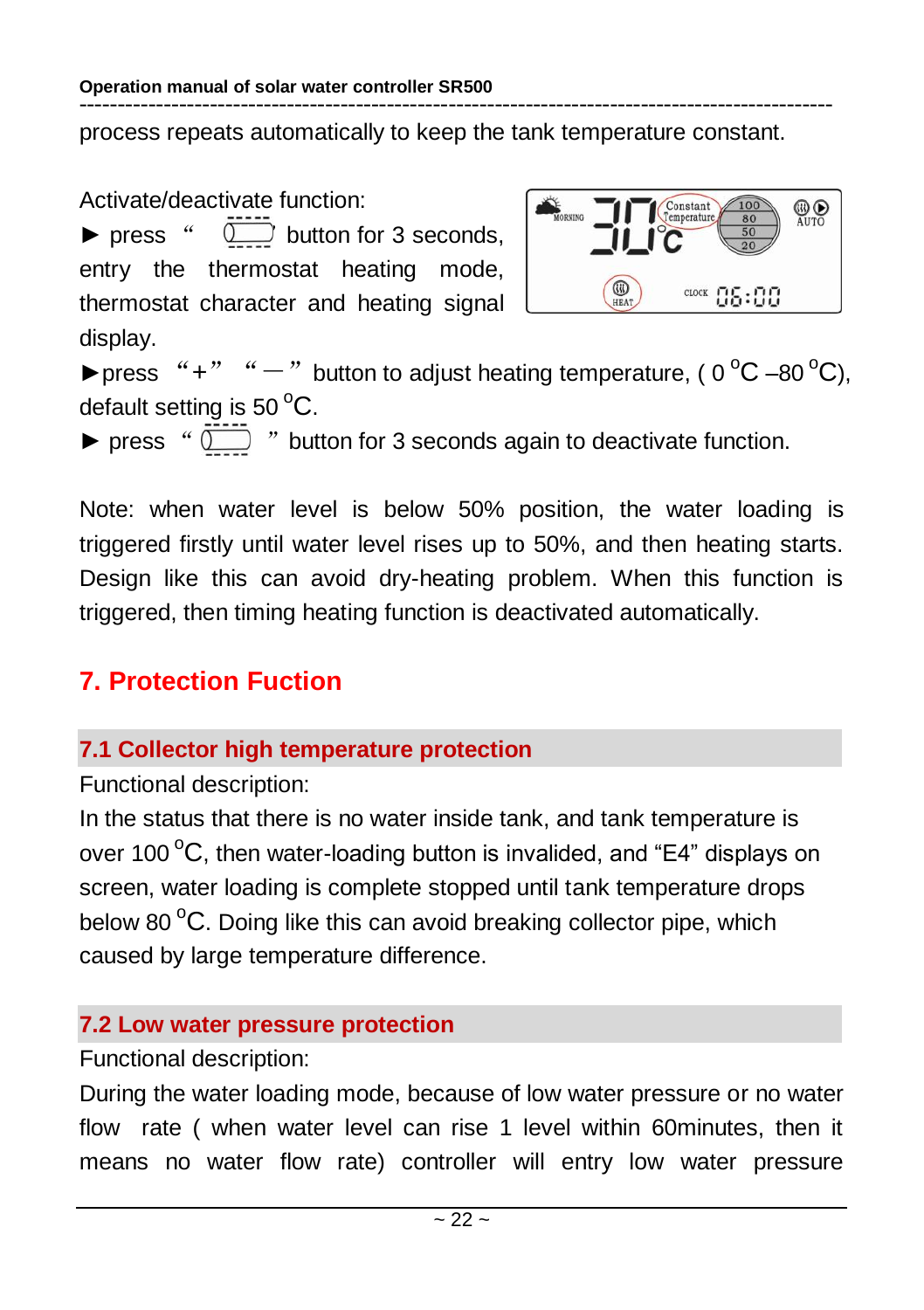process repeats automatically to keep the tank temperature constant.

Activate/deactivate function:

► press " " button for 3 seconds, entry the thermostat heating mode, thermostat character and heating signal display.

►press "+" "—" button to adjust heating temperature, ( 0 °C –80 °C), default setting is 50 °C.

► press " " button for 3 seconds again to deactivate function.

Note: when water level is below 50% position, the water loading is triggered firstly until water level rises up to 50%, and then heating starts. Design like this can avoid dry-heating problem. When this function is triggered, then timing heating function is deactivated automatically.

## 7. Protection Fuction

### 7.1 Collector high temperature protection

Functional description:

In the status that there is no water inside tank, and tank temperature is over 100 °C, then water-loading button is invalided, and "E4" displays on screen, water loading is complete stopped until tank temperature drops below 80 °C. Doing like this can avoid breaking collector pipe, which caused by large temperature difference.

### 7.2 Low water pressure protection

Functional description:

During the water loading mode, because of low water pressure or no water flow rate ( when water level can rise 1 level within 60minutes, then it means no water flow rate) controller will entry low water pressure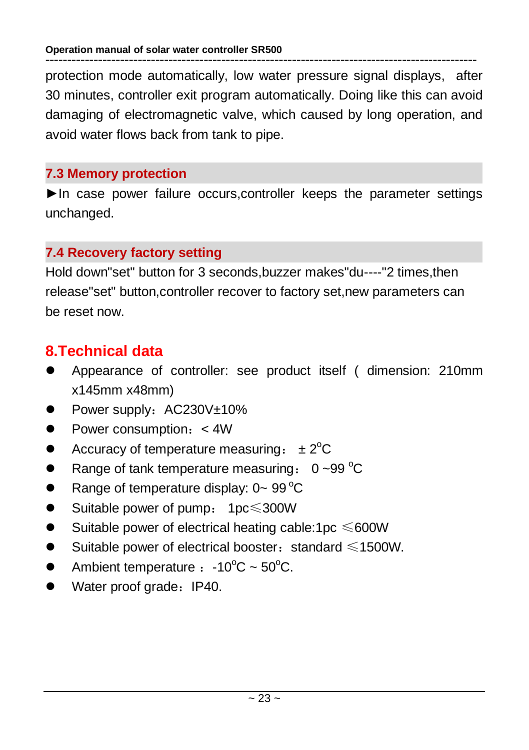protection mode automatically, low water pressure signal displays, after 30 minutes, controller exit program automatically. Doing like this can avoid damaging of electromagnetic valve, which caused by long operation, and avoid water flows back from tank to pipe.

### 7.3 Memory protection

►In case power failure occurs,controller keeps the parameter settings unchanged.

### 7.4 Recovery factory setting

Hold down"set" button for 3 seconds,buzzer makes"du----"2 times,then release"set" button,controller recover to factory set,new parameters can be reset now.

## 8.Technical data

- Appearance of controller: see product itself ( dimension: 210mm x145mm x48mm)
- Power supply：AC230V±10%
- Power consumption：< 4W
- Accuracy of temperature measuring： ± 2°C
- Range of tank temperature measuring： 0 ~99 °C
- Range of temperature display: 0~ 99 °C
- Suitable power of pump： 1pc≤300W
- Suitable power of electrical heating cable:1pc ≤600W
- Suitable power of electrical booster：standard ≤1500W.
- Ambient temperature ：-10°C ~ 50°C.
- Water proof grade：IP40.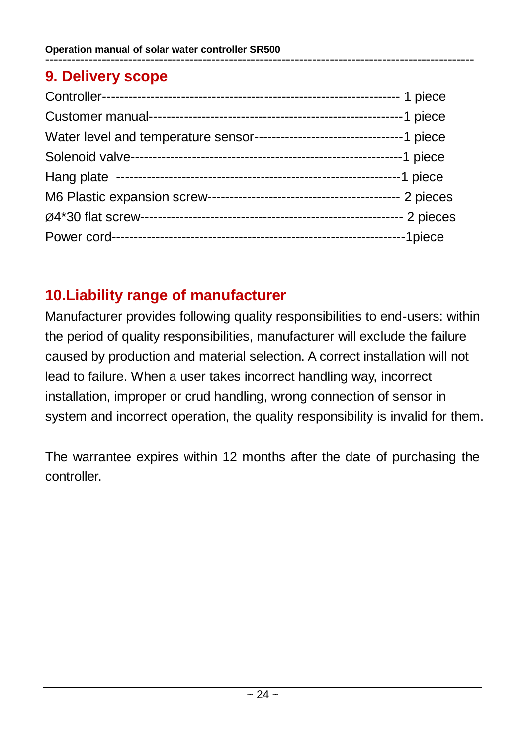## 9. Delivery scope

Controller----------------------------------------------------------------- 1 piece
Customer manual--------------------------------------------------------1 piece
Water level and temperature sensor--------------------------------1 piece
Solenoid valve-----------------------------------------------------------1 piece
Hang plate --------------------------------------------------------------1 piece
M6 Plastic expansion screw------------------------------------------ 2 pieces
ø4*30 flat screw--------------------------------------------------------- 2 pieces
Power cord-----------------------------------------------------------------1piece

## 10.Liability range of manufacturer

Manufacturer provides following quality responsibilities to end-users: within the period of quality responsibilities, manufacturer will exclude the failure caused by production and material selection. A correct installation will not lead to failure. When a user takes incorrect handling way, incorrect installation, improper or crud handling, wrong connection of sensor in system and incorrect operation, the quality responsibility is invalid for them.

The warrantee expires within 12 months after the date of purchasing the controller.